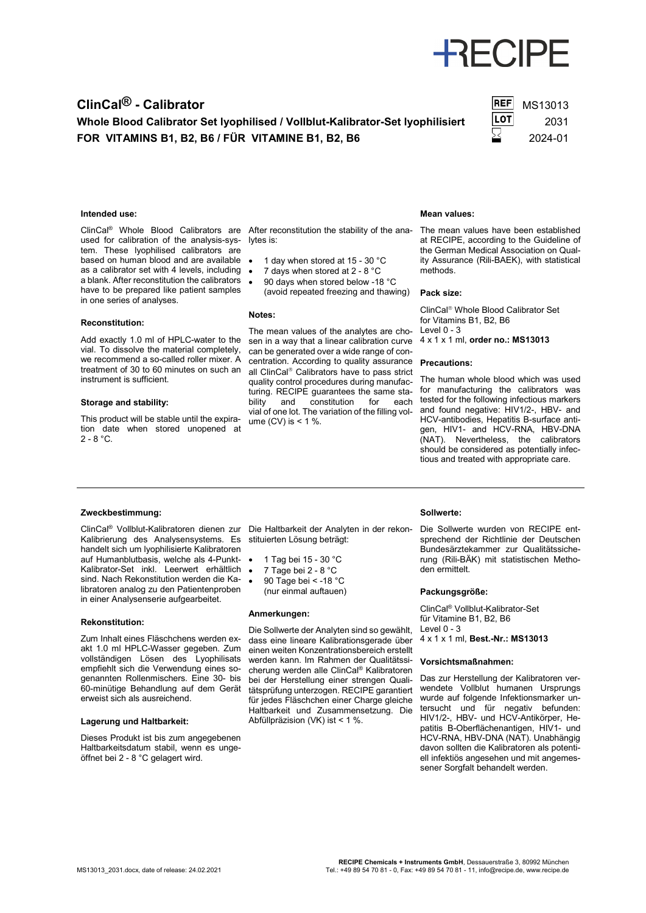# RECIPE

## ClinCal® - Calibrator

**Whole Blood Calibrator Set lyophilised / Vollblut-Kalibrator-Set lyophilisiert**
**FOR VITAMINS B1, B2, B6 / FÜR VITAMINE B1, B2, B6**

| | |
|---|---|
| REF | MS13013 |
| LOT | 2031 |
| ⌛ | 2024-01 |

#### Intended use:

ClinCal® Whole Blood Calibrators are used for calibration of the analysis-system. These lyophilised calibrators are based on human blood and are available as a calibrator set with 4 levels, including a blank. After reconstitution the calibrators have to be prepared like patient samples in one series of analyses.

#### Reconstitution:

Add exactly 1.0 ml of HPLC-water to the vial. To dissolve the material completely, we recommend a so-called roller mixer. A treatment of 30 to 60 minutes on such an instrument is sufficient.

#### Storage and stability:

This product will be stable until the expiration date when stored unopened at 2 - 8 °C.

After reconstitution the stability of the analytes is:

- 1 day when stored at 15 - 30 °C
- 7 days when stored at 2 - 8 °C
- 90 days when stored below -18 °C (avoid repeated freezing and thawing)

#### Notes:

The mean values of the analytes are chosen in a way that a linear calibration curve can be generated over a wide range of concentration. According to quality assurance all ClinCal® Calibrators have to pass strict quality control procedures during manufacturing. RECIPE guarantees the same stability and constitution for each vial of one lot. The variation of the filling volume (CV) is < 1 %.

#### Mean values:

The mean values have been established at RECIPE, according to the Guideline of the German Medical Association on Quality Assurance (Rili-BAEK), with statistical methods.

#### Pack size:

ClinCal® Whole Blood Calibrator Set for Vitamins B1, B2, B6
Level 0 - 3
4 x 1 x 1 ml, **order no.: MS13013**

#### Precautions:

The human whole blood which was used for manufacturing the calibrators was tested for the following infectious markers and found negative: HIV1/2-, HBV- and HCV-antibodies, Hepatitis B-surface antigen, HIV1- and HCV-RNA, HBV-DNA (NAT). Nevertheless, the calibrators should be considered as potentially infectious and treated with appropriate care.

---

#### Zweckbestimmung:

ClinCal® Vollblut-Kalibratoren dienen zur Kalibrierung des Analysensystems. Es handelt sich um lyophilisierte Kalibratoren auf Humanblutbasis, welche als 4-Punkt-Kalibrator-Set inkl. Leerwert erhältlich sind. Nach Rekonstitution werden die Kalibratoren analog zu den Patientenproben in einer Analysenserie aufgearbeitet.

#### Rekonstitution:

Zum Inhalt eines Fläschchens werden exakt 1.0 ml HPLC-Wasser gegeben. Zum vollständigen Lösen des Lyophilisats empfiehlt sich die Verwendung eines sogenannten Rollenmischers. Eine 30- bis 60-minütige Behandlung auf dem Gerät erweist sich als ausreichend.

#### Lagerung und Haltbarkeit:

Dieses Produkt ist bis zum angegebenen Haltbarkeitsdatum stabil, wenn es ungeöffnet bei 2 - 8 °C gelagert wird.

Die Haltbarkeit der Analyten in der rekonstituierten Lösung beträgt:

- 1 Tag bei 15 - 30 °C
- 7 Tage bei 2 - 8 °C
- 90 Tage bei < -18 °C (nur einmal auftauen)

#### Anmerkungen:

Die Sollwerte der Analyten sind so gewählt, dass eine lineare Kalibrationsgerade über einen weiten Konzentrationsbereich erstellt werden kann. Im Rahmen der Qualitätssicherung werden alle ClinCal® Kalibratoren bei der Herstellung einer strengen Qualitätsprüfung unterzogen. RECIPE garantiert für jedes Fläschchen einer Charge gleiche Haltbarkeit und Zusammensetzung. Die Abfüllpräzision (VK) ist < 1 %.

#### Sollwerte:

Die Sollwerte wurden von RECIPE entsprechend der Richtlinie der Deutschen Bundesärztekammer zur Qualitätssicherung (Rili-BÄK) mit statistischen Methoden ermittelt.

#### Packungsgröße:

ClinCal® Vollblut-Kalibrator-Set für Vitamine B1, B2, B6
Level 0 - 3
4 x 1 x 1 ml, **Best.-Nr.: MS13013**

#### Vorsichtsmaßnahmen:

Das zur Herstellung der Kalibratoren verwendete Vollblut humanen Ursprungs wurde auf folgende Infektionsmarker untersucht und für negativ befunden: HIV1/2-, HBV- und HCV-Antikörper, Hepatitis B-Oberflächenantigen, HIV1- und HCV-RNA, HBV-DNA (NAT). Unabhängig davon sollten die Kalibratoren als potentiell infektiös angesehen und mit angemessener Sorgfalt behandelt werden.

MS13013_2031.docx, date of release: 24.02.2021

**RECIPE Chemicals + Instruments GmbH**, Dessauerstraße 3, 80992 München
Tel.: +49 89 54 70 81 - 0, Fax: +49 89 54 70 81 - 11, info@recipe.de, www.recipe.de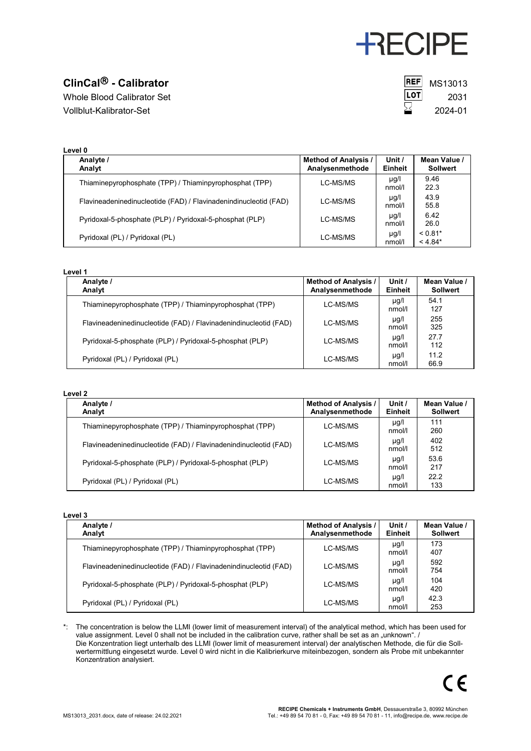# +RECIPE

## ClinCal® - Calibrator

Whole Blood Calibrator Set
Vollblut-Kalibrator-Set

| | |
|---|---|
| REF | MS13013 |
| LOT | 2031 |
| ⌛ | 2024-01 |

**Level 0**

| Analyte / Analyt | Method of Analysis / Analysenmethode | Unit / Einheit | Mean Value / Sollwert |
|---|---|---|---|
| Thiaminepyrophosphate (TPP) / Thiaminpyrophosphat (TPP) | LC-MS/MS | µg/l<br>nmol/l | 9.46<br>22.3 |
| Flavineadeninedinucleotide (FAD) / Flavinadenindinucleotid (FAD) | LC-MS/MS | µg/l<br>nmol/l | 43.9<br>55.8 |
| Pyridoxal-5-phosphate (PLP) / Pyridoxal-5-phosphat (PLP) | LC-MS/MS | µg/l<br>nmol/l | 6.42<br>26.0 |
| Pyridoxal (PL) / Pyridoxal (PL) | LC-MS/MS | µg/l<br>nmol/l | < 0.81*<br>< 4.84* |

**Level 1**

| Analyte / Analyt | Method of Analysis / Analysenmethode | Unit / Einheit | Mean Value / Sollwert |
|---|---|---|---|
| Thiaminepyrophosphate (TPP) / Thiaminpyrophosphat (TPP) | LC-MS/MS | µg/l<br>nmol/l | 54.1<br>127 |
| Flavineadeninedinucleotide (FAD) / Flavinadenindinucleotid (FAD) | LC-MS/MS | µg/l<br>nmol/l | 255<br>325 |
| Pyridoxal-5-phosphate (PLP) / Pyridoxal-5-phosphat (PLP) | LC-MS/MS | µg/l<br>nmol/l | 27.7<br>112 |
| Pyridoxal (PL) / Pyridoxal (PL) | LC-MS/MS | µg/l<br>nmol/l | 11.2<br>66.9 |

**Level 2**

| Analyte / Analyt | Method of Analysis / Analysenmethode | Unit / Einheit | Mean Value / Sollwert |
|---|---|---|---|
| Thiaminepyrophosphate (TPP) / Thiaminpyrophosphat (TPP) | LC-MS/MS | µg/l<br>nmol/l | 111<br>260 |
| Flavineadeninedinucleotide (FAD) / Flavinadenindinucleotid (FAD) | LC-MS/MS | µg/l<br>nmol/l | 402<br>512 |
| Pyridoxal-5-phosphate (PLP) / Pyridoxal-5-phosphat (PLP) | LC-MS/MS | µg/l<br>nmol/l | 53.6<br>217 |
| Pyridoxal (PL) / Pyridoxal (PL) | LC-MS/MS | µg/l<br>nmol/l | 22.2<br>133 |

**Level 3**

| Analyte / Analyt | Method of Analysis / Analysenmethode | Unit / Einheit | Mean Value / Sollwert |
|---|---|---|---|
| Thiaminepyrophosphate (TPP) / Thiaminpyrophosphat (TPP) | LC-MS/MS | µg/l<br>nmol/l | 173<br>407 |
| Flavineadeninedinucleotide (FAD) / Flavinadenindinucleotid (FAD) | LC-MS/MS | µg/l<br>nmol/l | 592<br>754 |
| Pyridoxal-5-phosphate (PLP) / Pyridoxal-5-phosphat (PLP) | LC-MS/MS | µg/l<br>nmol/l | 104<br>420 |
| Pyridoxal (PL) / Pyridoxal (PL) | LC-MS/MS | µg/l<br>nmol/l | 42.3<br>253 |

*: The concentration is below the LLMI (lower limit of measurement interval) of the analytical method, which has been used for value assignment. Level 0 shall not be included in the calibration curve, rather shall be set as an „unknown". /
Die Konzentration liegt unterhalb des LLMI (lower limit of measurement interval) der analytischen Methode, die für die Sollwertermittlung eingesetzt wurde. Level 0 wird nicht in die Kalibrierkurve miteinbezogen, sondern als Probe mit unbekannter Konzentration analysiert.

CE

MS13013_2031.docx, date of release: 24.02.2021

**RECIPE Chemicals + Instruments GmbH**, Dessauerstraße 3, 80992 München
Tel.: +49 89 54 70 81 - 0, Fax: +49 89 54 70 81 - 11, info@recipe.de, www.recipe.de